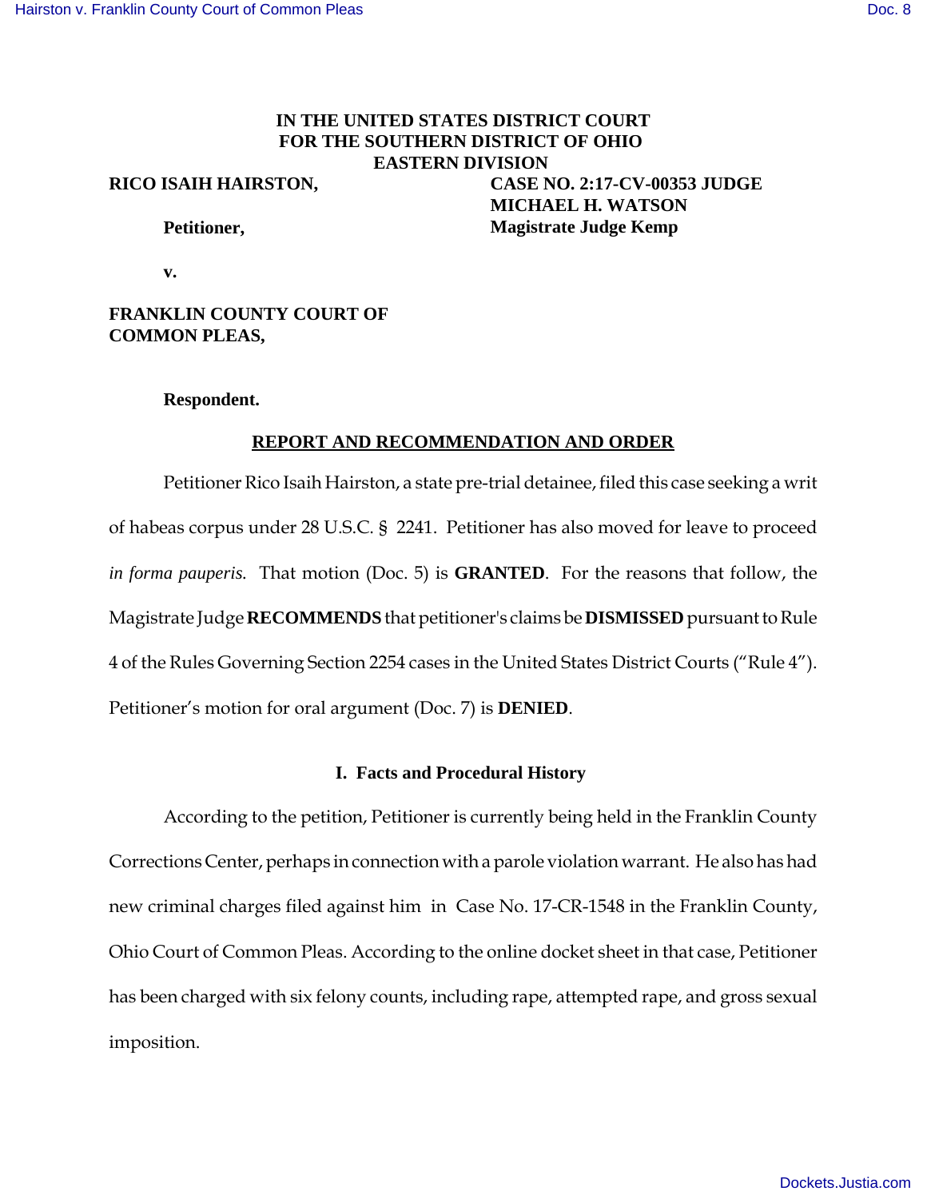**IN THE UNITED STATES DISTRICT COURT**
**FOR THE SOUTHERN DISTRICT OF OHIO**
**EASTERN DIVISION**

**RICO ISAIH HAIRSTON,**

**Petitioner,**

**v.**

**FRANKLIN COUNTY COURT OF COMMON PLEAS,**

**Respondent.**

**CASE NO. 2:17-CV-00353 JUDGE MICHAEL H. WATSON**
**Magistrate Judge Kemp**

## REPORT AND RECOMMENDATION AND ORDER

Petitioner Rico Isaih Hairston, a state pre-trial detainee, filed this case seeking a writ of habeas corpus under 28 U.S.C. § 2241. Petitioner has also moved for leave to proceed *in forma pauperis.* That motion (Doc. 5) is **GRANTED**. For the reasons that follow, the Magistrate Judge **RECOMMENDS** that petitioner's claims be **DISMISSED** pursuant to Rule 4 of the Rules Governing Section 2254 cases in the United States District Courts ("Rule 4"). Petitioner's motion for oral argument (Doc. 7) is **DENIED**.

### I. Facts and Procedural History

According to the petition, Petitioner is currently being held in the Franklin County Corrections Center, perhaps in connection with a parole violation warrant. He also has had new criminal charges filed against him in Case No. 17-CR-1548 in the Franklin County, Ohio Court of Common Pleas. According to the online docket sheet in that case, Petitioner has been charged with six felony counts, including rape, attempted rape, and gross sexual imposition.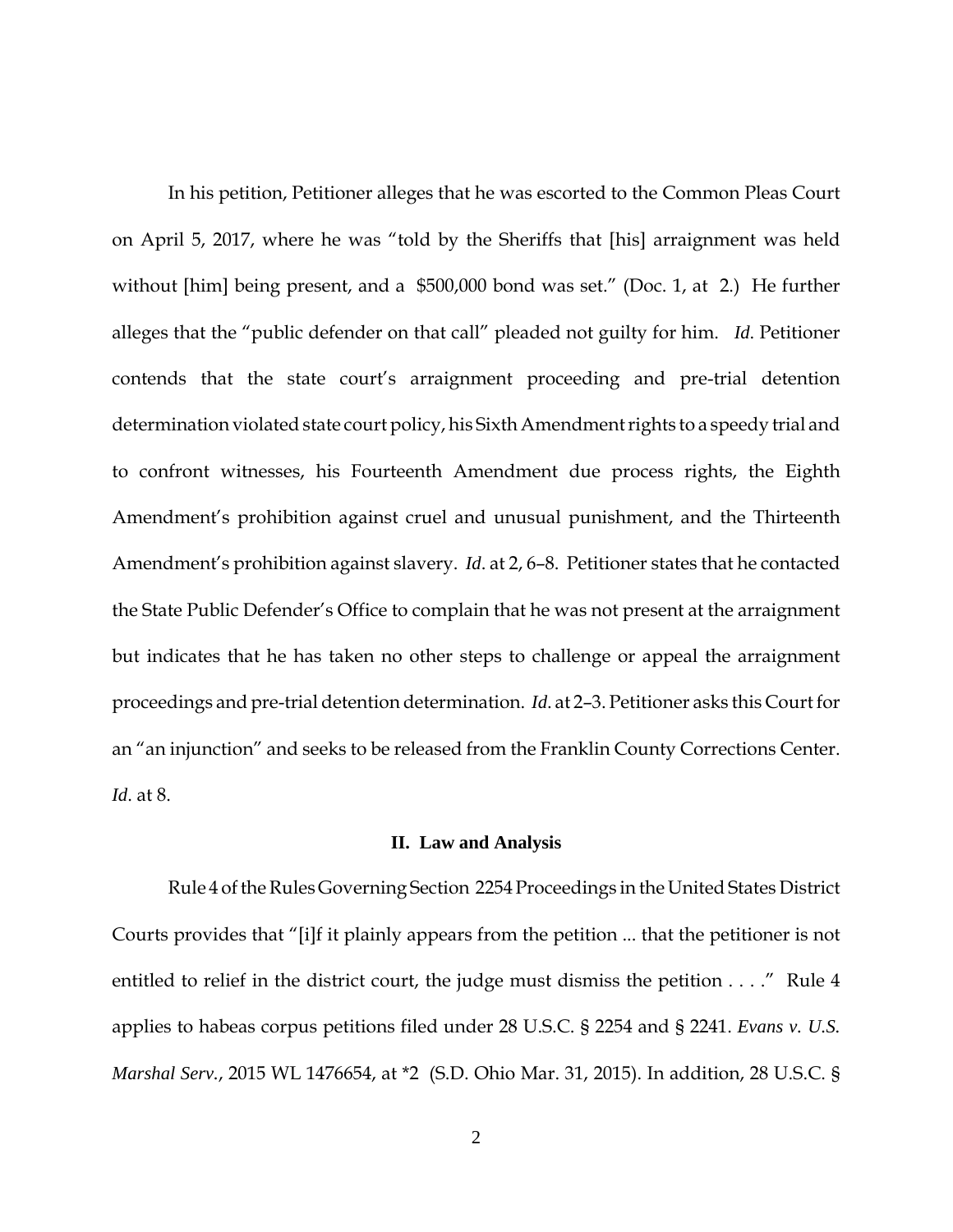In his petition, Petitioner alleges that he was escorted to the Common Pleas Court on April 5, 2017, where he was "told by the Sheriffs that [his] arraignment was held without [him] being present, and a $500,000 bond was set." (Doc. 1, at 2.) He further alleges that the "public defender on that call" pleaded not guilty for him. *Id.* Petitioner contends that the state court's arraignment proceeding and pre-trial detention determination violated state court policy, his Sixth Amendment rights to a speedy trial and to confront witnesses, his Fourteenth Amendment due process rights, the Eighth Amendment's prohibition against cruel and unusual punishment, and the Thirteenth Amendment's prohibition against slavery. *Id.* at 2, 6–8. Petitioner states that he contacted the State Public Defender's Office to complain that he was not present at the arraignment but indicates that he has taken no other steps to challenge or appeal the arraignment proceedings and pre-trial detention determination. *Id.* at 2–3. Petitioner asks this Court for an "an injunction" and seeks to be released from the Franklin County Corrections Center. *Id.* at 8.

## II. Law and Analysis

Rule 4 of the Rules Governing Section 2254 Proceedings in the United States District Courts provides that "[i]f it plainly appears from the petition ... that the petitioner is not entitled to relief in the district court, the judge must dismiss the petition . . . ." Rule 4 applies to habeas corpus petitions filed under 28 U.S.C. § 2254 and § 2241. *Evans v. U.S. Marshal Serv.*, 2015 WL 1476654, at *2 (S.D. Ohio Mar. 31, 2015). In addition, 28 U.S.C. §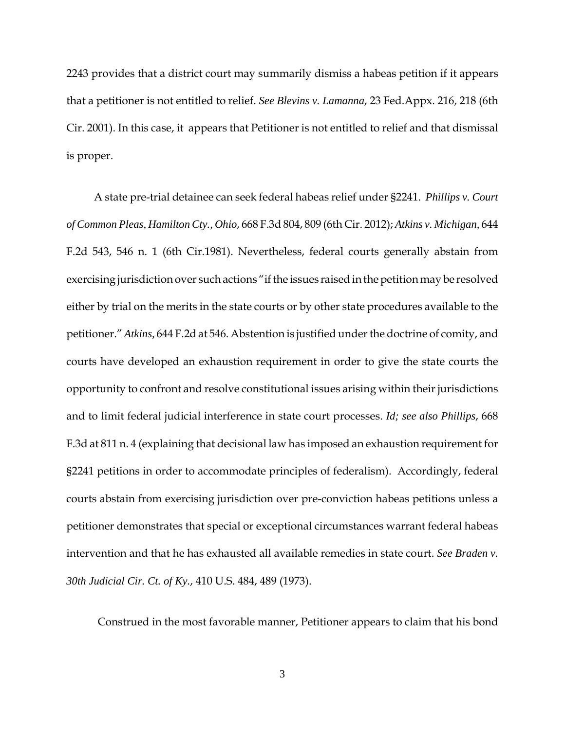2243 provides that a district court may summarily dismiss a habeas petition if it appears that a petitioner is not entitled to relief. *See Blevins v. Lamanna*, 23 Fed.Appx. 216, 218 (6th Cir. 2001). In this case, it appears that Petitioner is not entitled to relief and that dismissal is proper.

A state pre-trial detainee can seek federal habeas relief under §2241. *Phillips v. Court of Common Pleas, Hamilton Cty., Ohio*, 668 F.3d 804, 809 (6th Cir. 2012); *Atkins v. Michigan*, 644 F.2d 543, 546 n. 1 (6th Cir.1981). Nevertheless, federal courts generally abstain from exercising jurisdiction over such actions "if the issues raised in the petition may be resolved either by trial on the merits in the state courts or by other state procedures available to the petitioner." *Atkins*, 644 F.2d at 546. Abstention is justified under the doctrine of comity, and courts have developed an exhaustion requirement in order to give the state courts the opportunity to confront and resolve constitutional issues arising within their jurisdictions and to limit federal judicial interference in state court processes. *Id; see also Phillips*, 668 F.3d at 811 n. 4 (explaining that decisional law has imposed an exhaustion requirement for §2241 petitions in order to accommodate principles of federalism). Accordingly, federal courts abstain from exercising jurisdiction over pre-conviction habeas petitions unless a petitioner demonstrates that special or exceptional circumstances warrant federal habeas intervention and that he has exhausted all available remedies in state court. *See Braden v. 30th Judicial Cir. Ct. of Ky.*, 410 U.S. 484, 489 (1973).

Construed in the most favorable manner, Petitioner appears to claim that his bond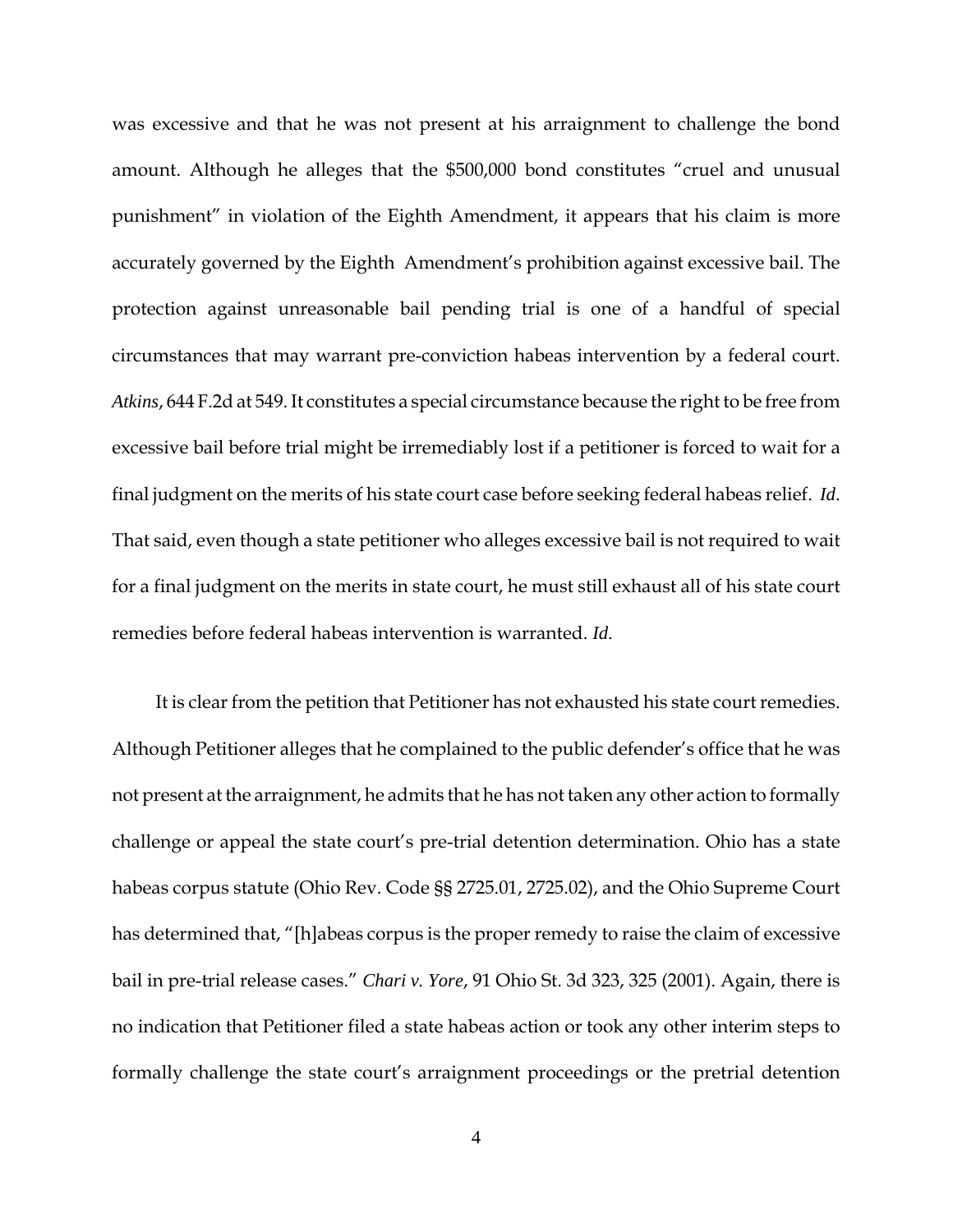was excessive and that he was not present at his arraignment to challenge the bond amount. Although he alleges that the $500,000 bond constitutes "cruel and unusual punishment" in violation of the Eighth Amendment, it appears that his claim is more accurately governed by the Eighth Amendment's prohibition against excessive bail. The protection against unreasonable bail pending trial is one of a handful of special circumstances that may warrant pre-conviction habeas intervention by a federal court. *Atkins*, 644 F.2d at 549. It constitutes a special circumstance because the right to be free from excessive bail before trial might be irremediably lost if a petitioner is forced to wait for a final judgment on the merits of his state court case before seeking federal habeas relief. *Id.* That said, even though a state petitioner who alleges excessive bail is not required to wait for a final judgment on the merits in state court, he must still exhaust all of his state court remedies before federal habeas intervention is warranted. *Id.*

It is clear from the petition that Petitioner has not exhausted his state court remedies. Although Petitioner alleges that he complained to the public defender's office that he was not present at the arraignment, he admits that he has not taken any other action to formally challenge or appeal the state court's pre-trial detention determination. Ohio has a state habeas corpus statute (Ohio Rev. Code §§ 2725.01, 2725.02), and the Ohio Supreme Court has determined that, "[h]abeas corpus is the proper remedy to raise the claim of excessive bail in pre-trial release cases." *Chari v. Yore*, 91 Ohio St. 3d 323, 325 (2001). Again, there is no indication that Petitioner filed a state habeas action or took any other interim steps to formally challenge the state court's arraignment proceedings or the pretrial detention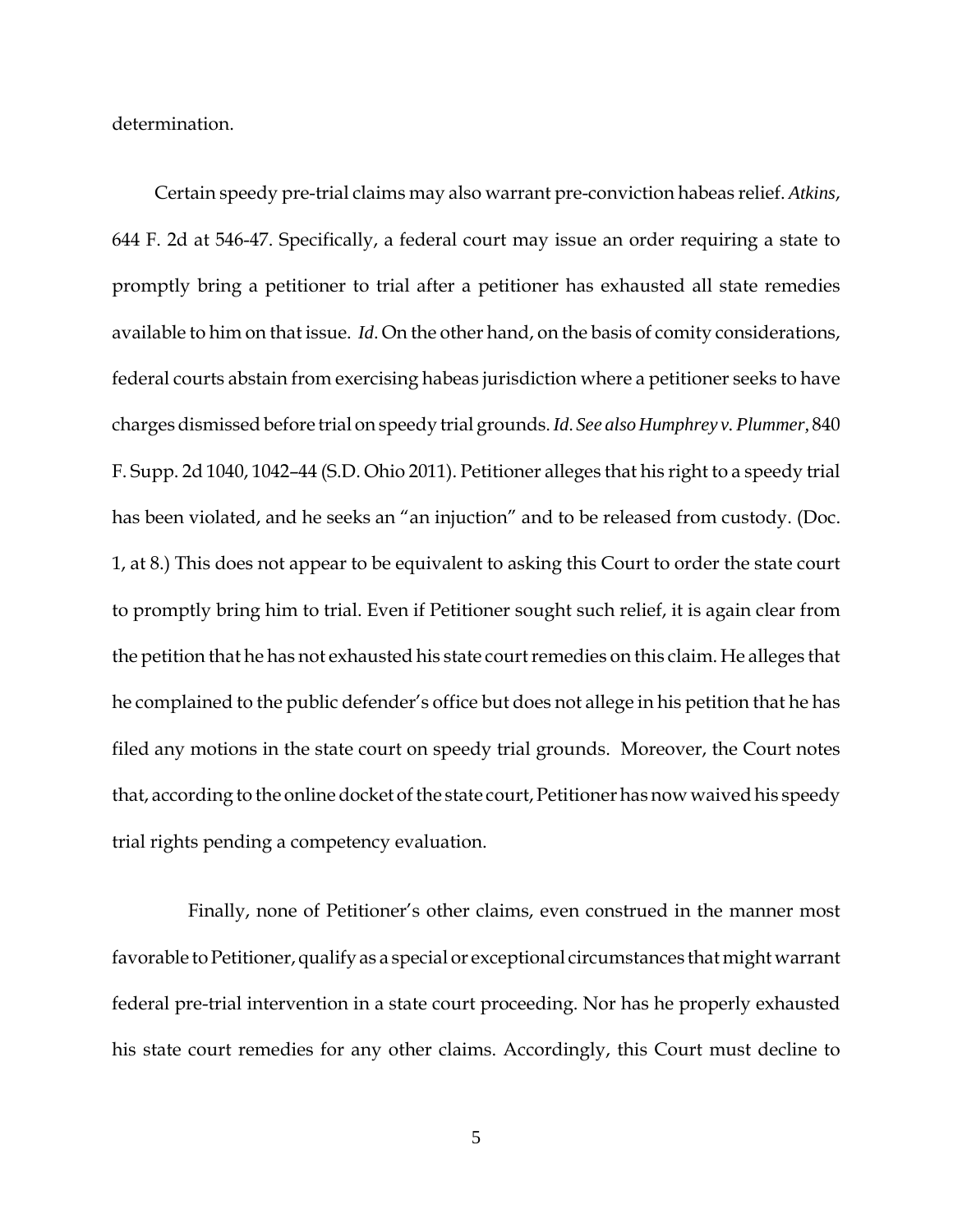determination.

Certain speedy pre-trial claims may also warrant pre-conviction habeas relief. *Atkins*, 644 F. 2d at 546-47. Specifically, a federal court may issue an order requiring a state to promptly bring a petitioner to trial after a petitioner has exhausted all state remedies available to him on that issue. *Id*. On the other hand, on the basis of comity considerations, federal courts abstain from exercising habeas jurisdiction where a petitioner seeks to have charges dismissed before trial on speedy trial grounds. *Id*. *See also Humphrey v. Plummer*, 840 F. Supp. 2d 1040, 1042–44 (S.D. Ohio 2011). Petitioner alleges that his right to a speedy trial has been violated, and he seeks an "an injuction" and to be released from custody. (Doc. 1, at 8.) This does not appear to be equivalent to asking this Court to order the state court to promptly bring him to trial. Even if Petitioner sought such relief, it is again clear from the petition that he has not exhausted his state court remedies on this claim. He alleges that he complained to the public defender's office but does not allege in his petition that he has filed any motions in the state court on speedy trial grounds. Moreover, the Court notes that, according to the online docket of the state court, Petitioner has now waived his speedy trial rights pending a competency evaluation.

Finally, none of Petitioner's other claims, even construed in the manner most favorable to Petitioner, qualify as a special or exceptional circumstances that might warrant federal pre-trial intervention in a state court proceeding. Nor has he properly exhausted his state court remedies for any other claims. Accordingly, this Court must decline to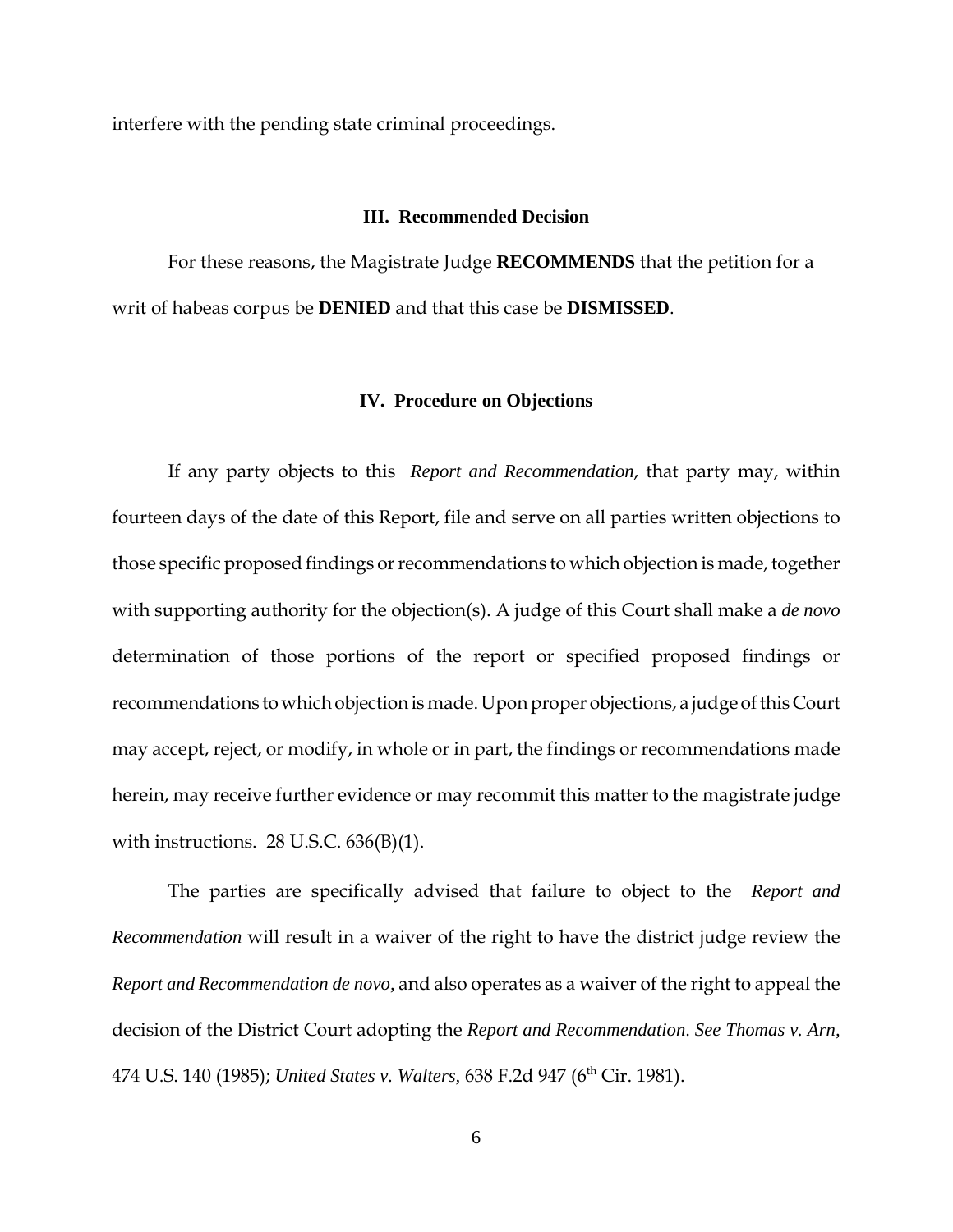interfere with the pending state criminal proceedings.

### III. Recommended Decision

For these reasons, the Magistrate Judge **RECOMMENDS** that the petition for a writ of habeas corpus be **DENIED** and that this case be **DISMISSED**.

### IV. Procedure on Objections

If any party objects to this *Report and Recommendation*, that party may, within fourteen days of the date of this Report, file and serve on all parties written objections to those specific proposed findings or recommendations to which objection is made, together with supporting authority for the objection(s). A judge of this Court shall make a *de novo* determination of those portions of the report or specified proposed findings or recommendations to which objection is made. Upon proper objections, a judge of this Court may accept, reject, or modify, in whole or in part, the findings or recommendations made herein, may receive further evidence or may recommit this matter to the magistrate judge with instructions. 28 U.S.C. 636(B)(1).

The parties are specifically advised that failure to object to the *Report and Recommendation* will result in a waiver of the right to have the district judge review the *Report and Recommendation de novo*, and also operates as a waiver of the right to appeal the decision of the District Court adopting the *Report and Recommendation*. *See Thomas v. Arn*, 474 U.S. 140 (1985); *United States v. Walters*, 638 F.2d 947 (6th Cir. 1981).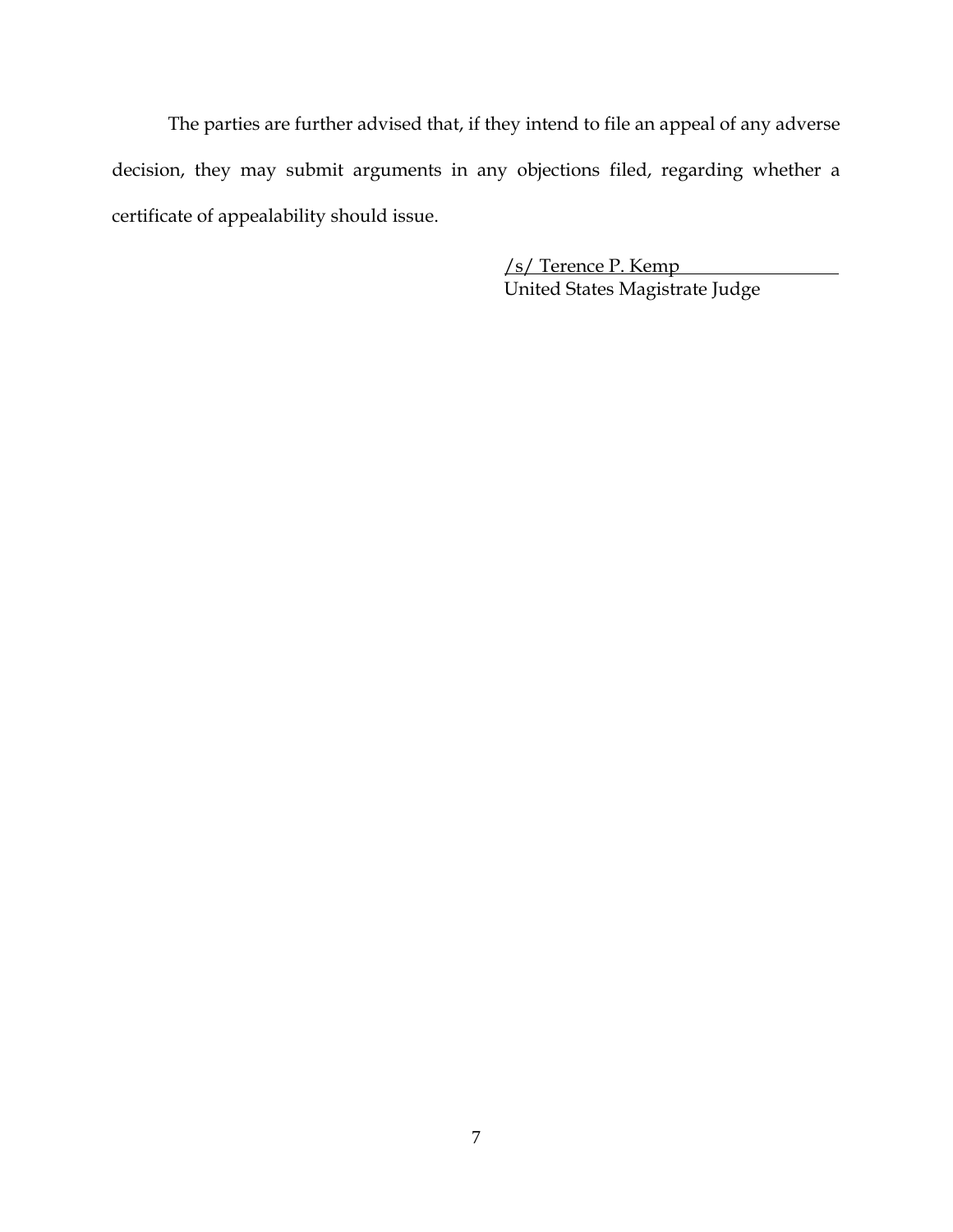The parties are further advised that, if they intend to file an appeal of any adverse decision, they may submit arguments in any objections filed, regarding whether a certificate of appealability should issue.

/s/ Terence P. Kemp
United States Magistrate Judge